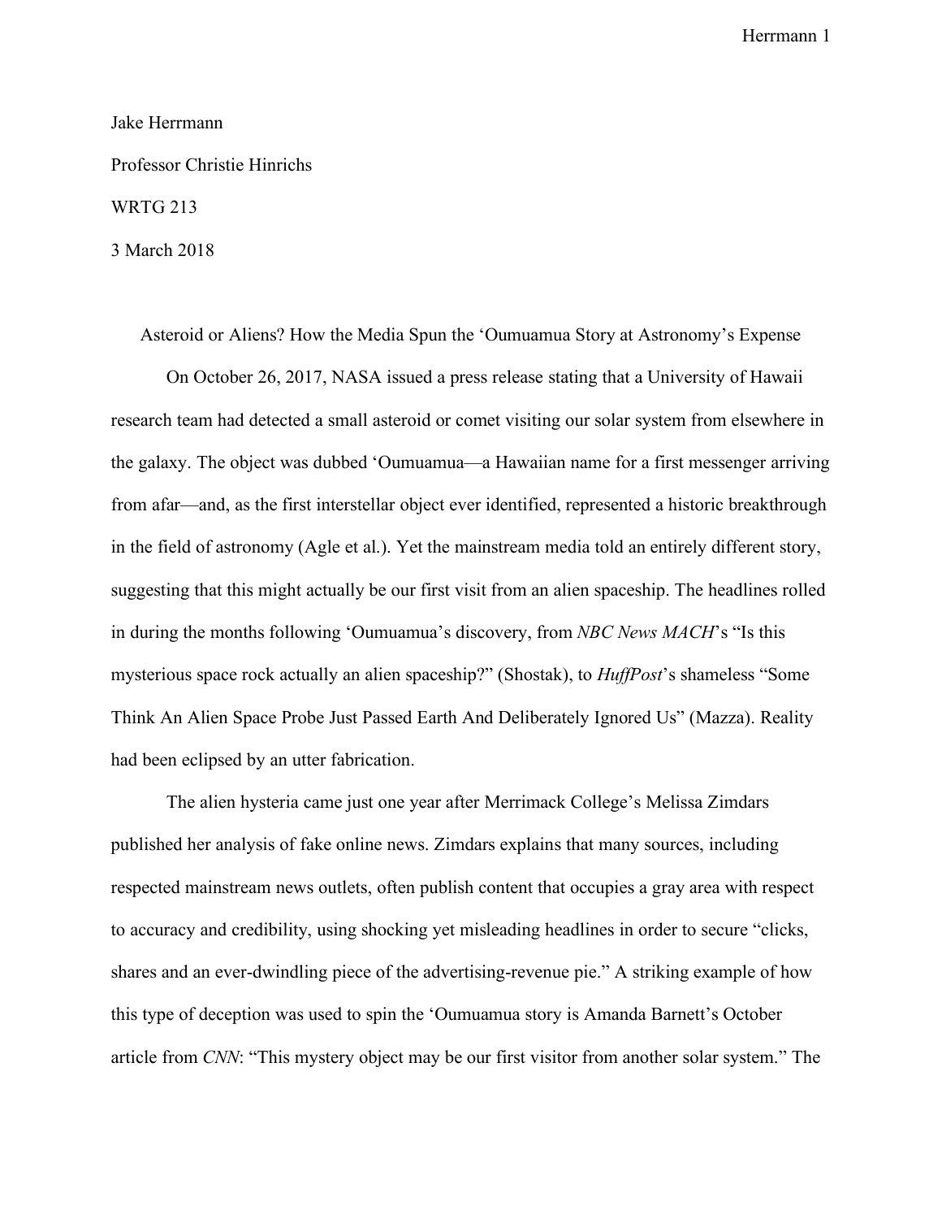Jake Herrmann

Professor Christie Hinrichs

WRTG 213

3 March 2018

# Asteroid or Aliens? How the Media Spun the 'Oumuamua Story at Astronomy's Expense

On October 26, 2017, NASA issued a press release stating that a University of Hawaii research team had detected a small asteroid or comet visiting our solar system from elsewhere in the galaxy. The object was dubbed 'Oumuamua—a Hawaiian name for a first messenger arriving from afar—and, as the first interstellar object ever identified, represented a historic breakthrough in the field of astronomy (Agle et al.). Yet the mainstream media told an entirely different story, suggesting that this might actually be our first visit from an alien spaceship. The headlines rolled in during the months following 'Oumuamua's discovery, from *NBC News MACH*'s "Is this mysterious space rock actually an alien spaceship?" (Shostak), to *HuffPost*'s shameless "Some Think An Alien Space Probe Just Passed Earth And Deliberately Ignored Us" (Mazza). Reality had been eclipsed by an utter fabrication.

The alien hysteria came just one year after Merrimack College's Melissa Zimdars published her analysis of fake online news. Zimdars explains that many sources, including respected mainstream news outlets, often publish content that occupies a gray area with respect to accuracy and credibility, using shocking yet misleading headlines in order to secure "clicks, shares and an ever-dwindling piece of the advertising-revenue pie." A striking example of how this type of deception was used to spin the 'Oumuamua story is Amanda Barnett's October article from *CNN*: "This mystery object may be our first visitor from another solar system." The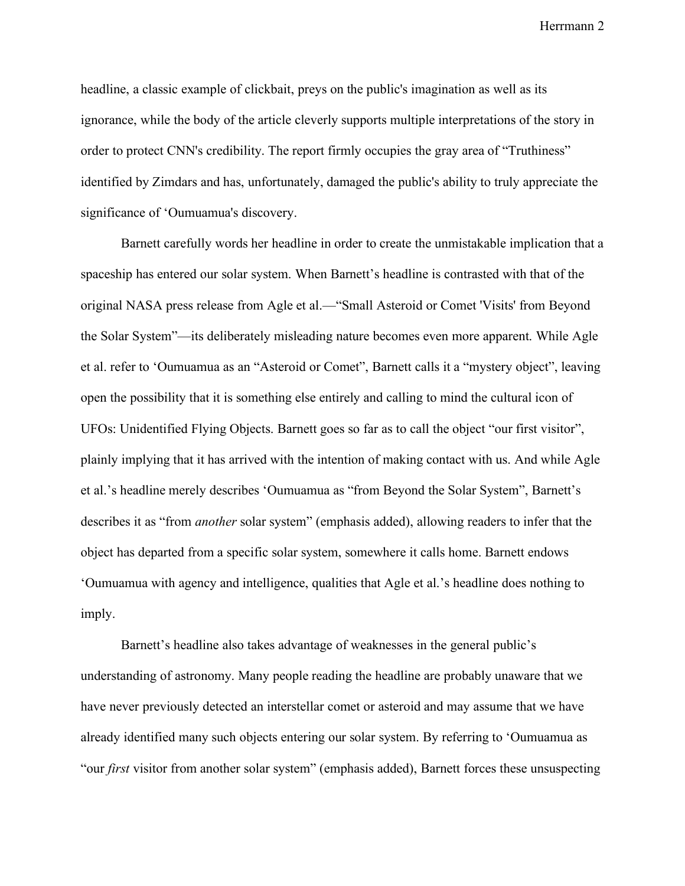headline, a classic example of clickbait, preys on the public's imagination as well as its ignorance, while the body of the article cleverly supports multiple interpretations of the story in order to protect CNN's credibility. The report firmly occupies the gray area of "Truthiness" identified by Zimdars and has, unfortunately, damaged the public's ability to truly appreciate the significance of 'Oumuamua's discovery.

Barnett carefully words her headline in order to create the unmistakable implication that a spaceship has entered our solar system. When Barnett's headline is contrasted with that of the original NASA press release from Agle et al.—"Small Asteroid or Comet 'Visits' from Beyond the Solar System"—its deliberately misleading nature becomes even more apparent. While Agle et al. refer to 'Oumuamua as an "Asteroid or Comet", Barnett calls it a "mystery object", leaving open the possibility that it is something else entirely and calling to mind the cultural icon of UFOs: Unidentified Flying Objects. Barnett goes so far as to call the object "our first visitor", plainly implying that it has arrived with the intention of making contact with us. And while Agle et al.'s headline merely describes 'Oumuamua as "from Beyond the Solar System", Barnett's describes it as "from *another* solar system" (emphasis added), allowing readers to infer that the object has departed from a specific solar system, somewhere it calls home. Barnett endows 'Oumuamua with agency and intelligence, qualities that Agle et al.'s headline does nothing to imply.

Barnett's headline also takes advantage of weaknesses in the general public's understanding of astronomy. Many people reading the headline are probably unaware that we have never previously detected an interstellar comet or asteroid and may assume that we have already identified many such objects entering our solar system. By referring to 'Oumuamua as "our *first* visitor from another solar system" (emphasis added), Barnett forces these unsuspecting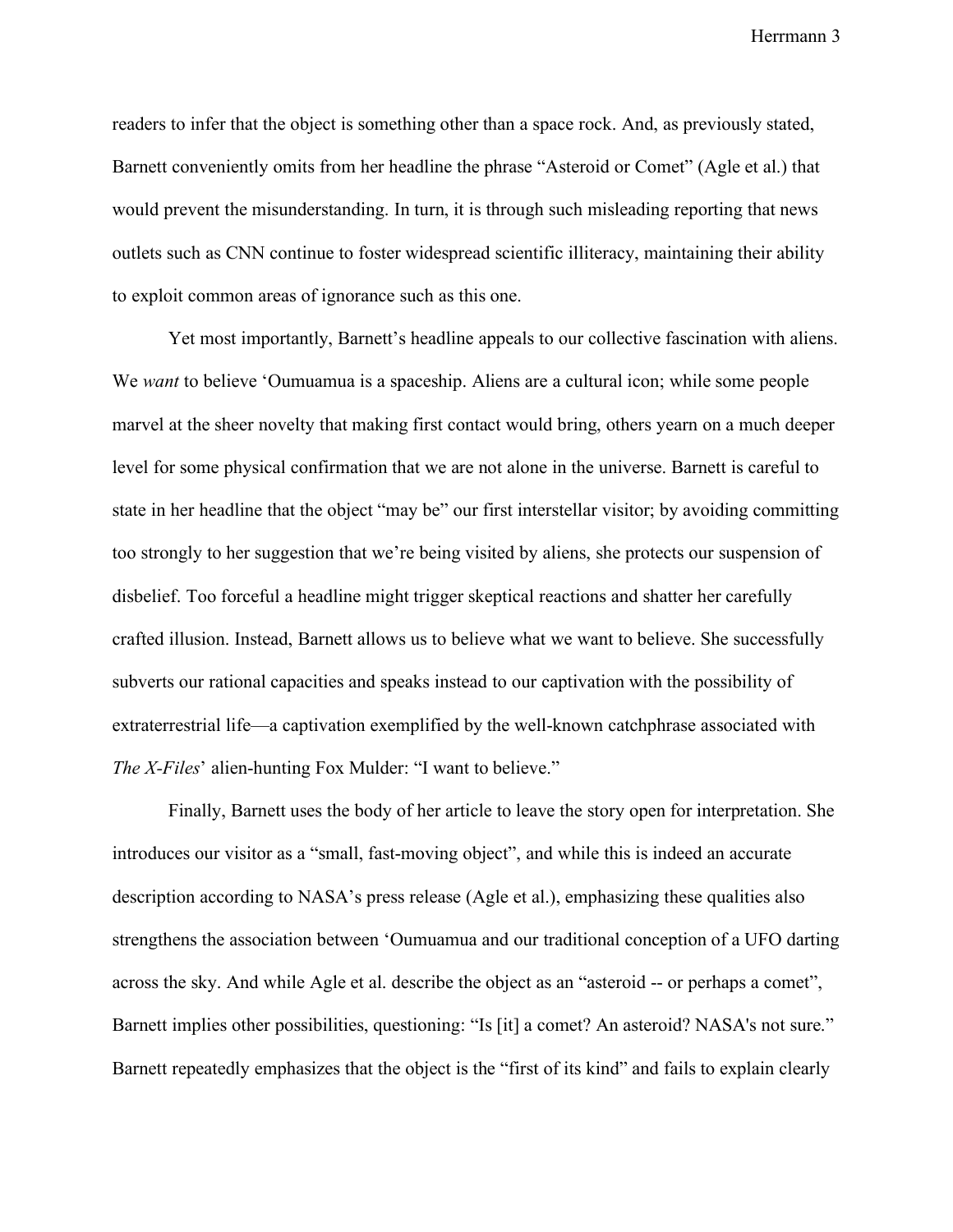readers to infer that the object is something other than a space rock. And, as previously stated, Barnett conveniently omits from her headline the phrase "Asteroid or Comet" (Agle et al.) that would prevent the misunderstanding. In turn, it is through such misleading reporting that news outlets such as CNN continue to foster widespread scientific illiteracy, maintaining their ability to exploit common areas of ignorance such as this one.

Yet most importantly, Barnett's headline appeals to our collective fascination with aliens. We *want* to believe 'Oumuamua is a spaceship. Aliens are a cultural icon; while some people marvel at the sheer novelty that making first contact would bring, others yearn on a much deeper level for some physical confirmation that we are not alone in the universe. Barnett is careful to state in her headline that the object "may be" our first interstellar visitor; by avoiding committing too strongly to her suggestion that we're being visited by aliens, she protects our suspension of disbelief. Too forceful a headline might trigger skeptical reactions and shatter her carefully crafted illusion. Instead, Barnett allows us to believe what we want to believe. She successfully subverts our rational capacities and speaks instead to our captivation with the possibility of extraterrestrial life—a captivation exemplified by the well-known catchphrase associated with *The X-Files*' alien-hunting Fox Mulder: "I want to believe."

Finally, Barnett uses the body of her article to leave the story open for interpretation. She introduces our visitor as a "small, fast-moving object", and while this is indeed an accurate description according to NASA's press release (Agle et al.), emphasizing these qualities also strengthens the association between 'Oumuamua and our traditional conception of a UFO darting across the sky. And while Agle et al. describe the object as an "asteroid -- or perhaps a comet", Barnett implies other possibilities, questioning: "Is [it] a comet? An asteroid? NASA's not sure." Barnett repeatedly emphasizes that the object is the "first of its kind" and fails to explain clearly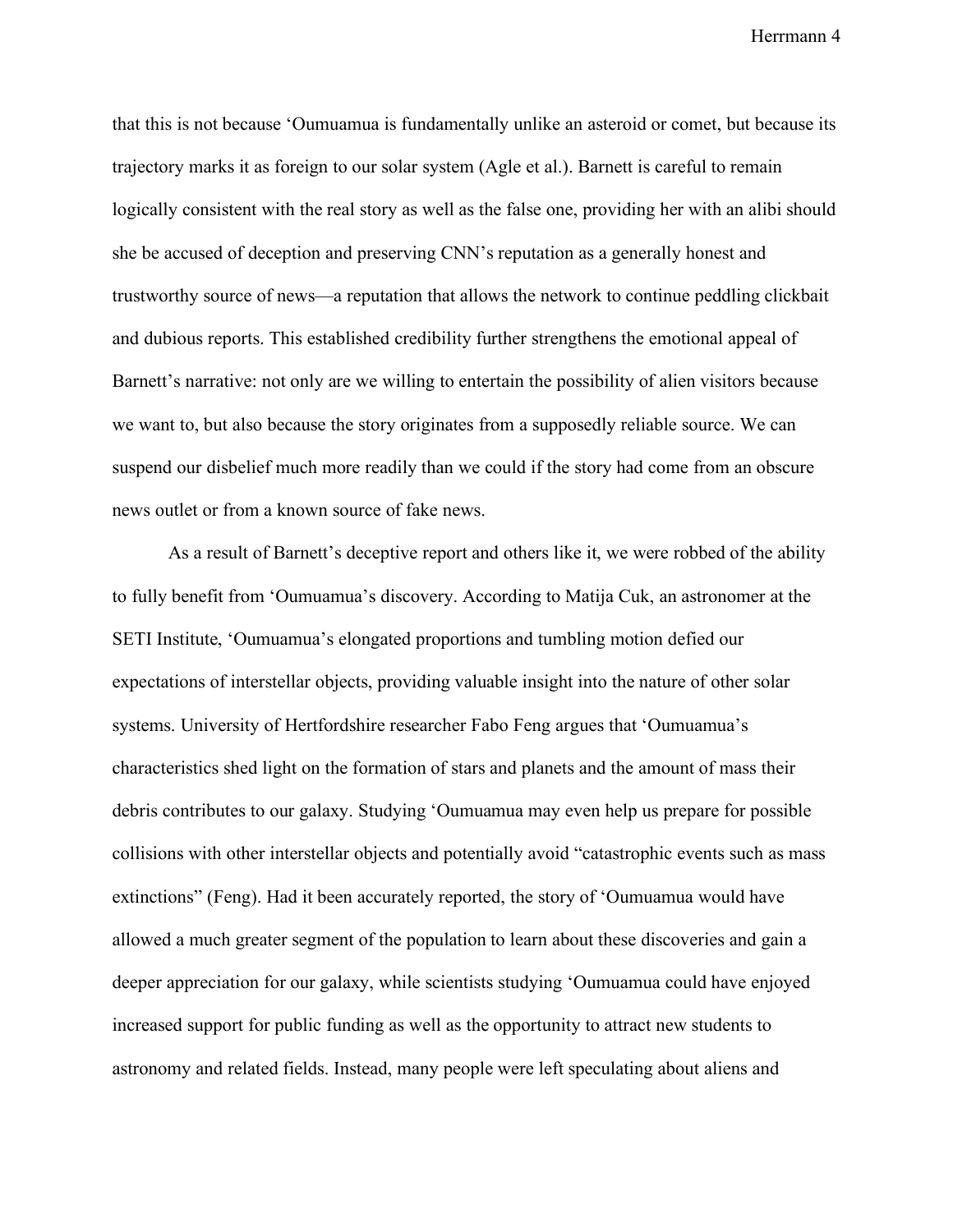that this is not because ‘Oumuamua is fundamentally unlike an asteroid or comet, but because its trajectory marks it as foreign to our solar system (Agle et al.). Barnett is careful to remain logically consistent with the real story as well as the false one, providing her with an alibi should she be accused of deception and preserving CNN’s reputation as a generally honest and trustworthy source of news—a reputation that allows the network to continue peddling clickbait and dubious reports. This established credibility further strengthens the emotional appeal of Barnett’s narrative: not only are we willing to entertain the possibility of alien visitors because we want to, but also because the story originates from a supposedly reliable source. We can suspend our disbelief much more readily than we could if the story had come from an obscure news outlet or from a known source of fake news.

As a result of Barnett’s deceptive report and others like it, we were robbed of the ability to fully benefit from ‘Oumuamua’s discovery. According to Matija Cuk, an astronomer at the SETI Institute, ‘Oumuamua’s elongated proportions and tumbling motion defied our expectations of interstellar objects, providing valuable insight into the nature of other solar systems. University of Hertfordshire researcher Fabo Feng argues that ‘Oumuamua’s characteristics shed light on the formation of stars and planets and the amount of mass their debris contributes to our galaxy. Studying ‘Oumuamua may even help us prepare for possible collisions with other interstellar objects and potentially avoid “catastrophic events such as mass extinctions” (Feng). Had it been accurately reported, the story of ‘Oumuamua would have allowed a much greater segment of the population to learn about these discoveries and gain a deeper appreciation for our galaxy, while scientists studying ‘Oumuamua could have enjoyed increased support for public funding as well as the opportunity to attract new students to astronomy and related fields. Instead, many people were left speculating about aliens and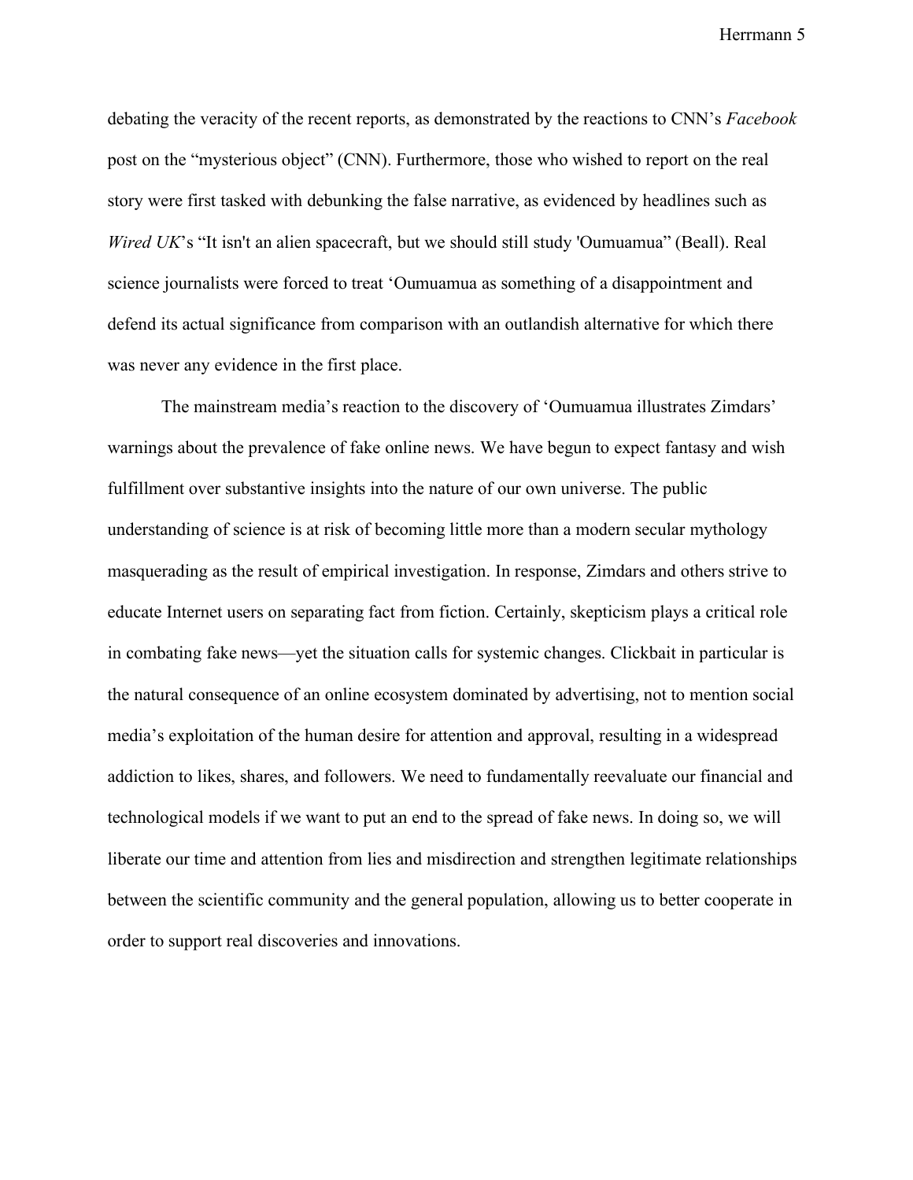debating the veracity of the recent reports, as demonstrated by the reactions to CNN's *Facebook* post on the "mysterious object" (CNN). Furthermore, those who wished to report on the real story were first tasked with debunking the false narrative, as evidenced by headlines such as *Wired UK*'s "It isn't an alien spacecraft, but we should still study 'Oumuamua" (Beall). Real science journalists were forced to treat 'Oumuamua as something of a disappointment and defend its actual significance from comparison with an outlandish alternative for which there was never any evidence in the first place.

The mainstream media's reaction to the discovery of 'Oumuamua illustrates Zimdars' warnings about the prevalence of fake online news. We have begun to expect fantasy and wish fulfillment over substantive insights into the nature of our own universe. The public understanding of science is at risk of becoming little more than a modern secular mythology masquerading as the result of empirical investigation. In response, Zimdars and others strive to educate Internet users on separating fact from fiction. Certainly, skepticism plays a critical role in combating fake news—yet the situation calls for systemic changes. Clickbait in particular is the natural consequence of an online ecosystem dominated by advertising, not to mention social media's exploitation of the human desire for attention and approval, resulting in a widespread addiction to likes, shares, and followers. We need to fundamentally reevaluate our financial and technological models if we want to put an end to the spread of fake news. In doing so, we will liberate our time and attention from lies and misdirection and strengthen legitimate relationships between the scientific community and the general population, allowing us to better cooperate in order to support real discoveries and innovations.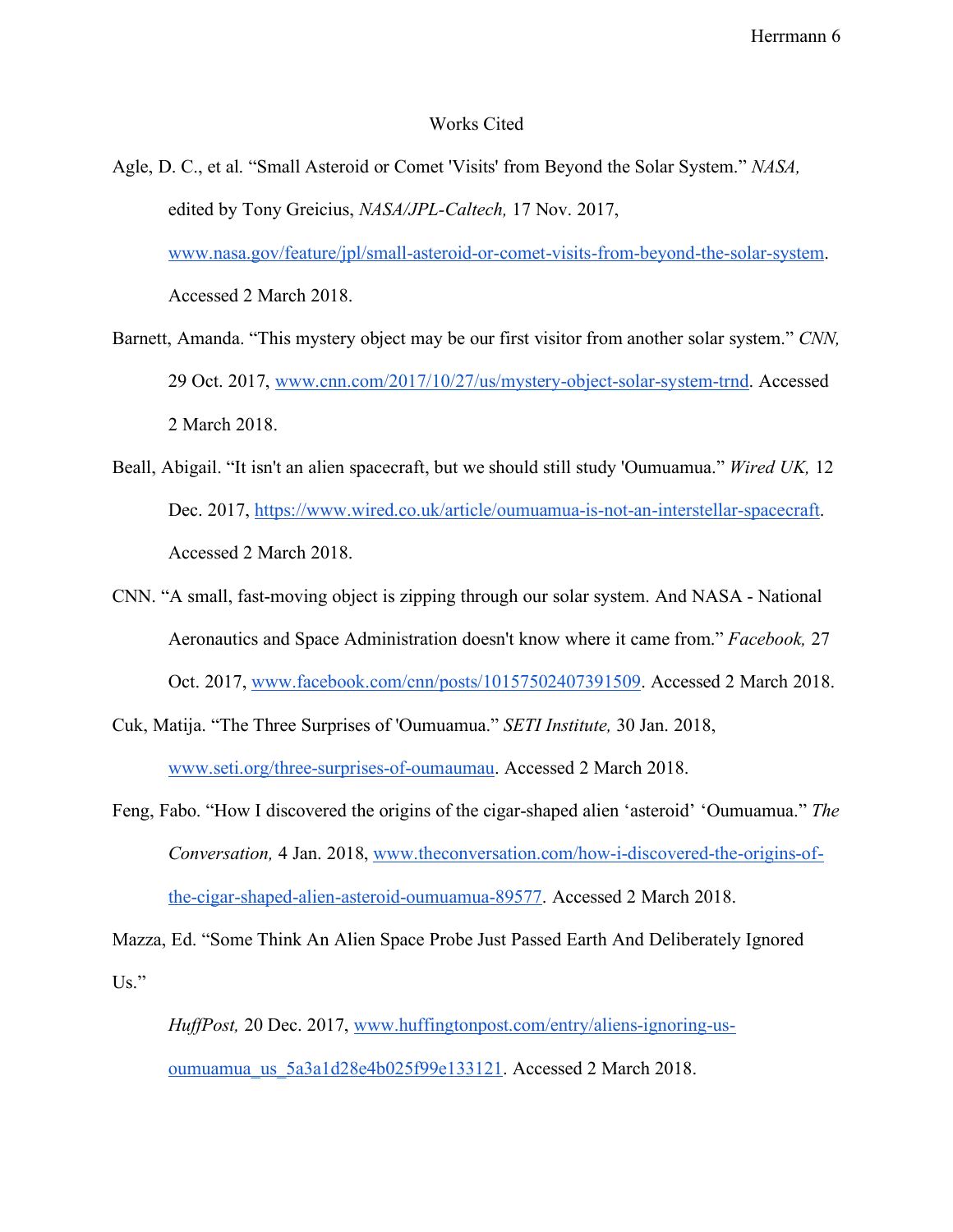Works Cited

Agle, D. C., et al. "Small Asteroid or Comet 'Visits' from Beyond the Solar System." *NASA,* edited by Tony Greicius, *NASA/JPL-Caltech,* 17 Nov. 2017, www.nasa.gov/feature/jpl/small-asteroid-or-comet-visits-from-beyond-the-solar-system. Accessed 2 March 2018.

Barnett, Amanda. "This mystery object may be our first visitor from another solar system." *CNN,* 29 Oct. 2017, www.cnn.com/2017/10/27/us/mystery-object-solar-system-trnd. Accessed 2 March 2018.

Beall, Abigail. "It isn't an alien spacecraft, but we should still study 'Oumuamua." *Wired UK,* 12 Dec. 2017, https://www.wired.co.uk/article/oumuamua-is-not-an-interstellar-spacecraft. Accessed 2 March 2018.

CNN. "A small, fast-moving object is zipping through our solar system. And NASA - National Aeronautics and Space Administration doesn't know where it came from." *Facebook,* 27 Oct. 2017, www.facebook.com/cnn/posts/10157502407391509. Accessed 2 March 2018.

Cuk, Matija. "The Three Surprises of 'Oumuamua." *SETI Institute,* 30 Jan. 2018, www.seti.org/three-surprises-of-oumaumau. Accessed 2 March 2018.

Feng, Fabo. "How I discovered the origins of the cigar-shaped alien 'asteroid' 'Oumuamua." *The Conversation,* 4 Jan. 2018, www.theconversation.com/how-i-discovered-the-origins-of-the-cigar-shaped-alien-asteroid-oumuamua-89577. Accessed 2 March 2018.

Mazza, Ed. "Some Think An Alien Space Probe Just Passed Earth And Deliberately Ignored Us."

*HuffPost,* 20 Dec. 2017, www.huffingtonpost.com/entry/aliens-ignoring-us-oumuamua_us_5a3a1d28e4b025f99e133121. Accessed 2 March 2018.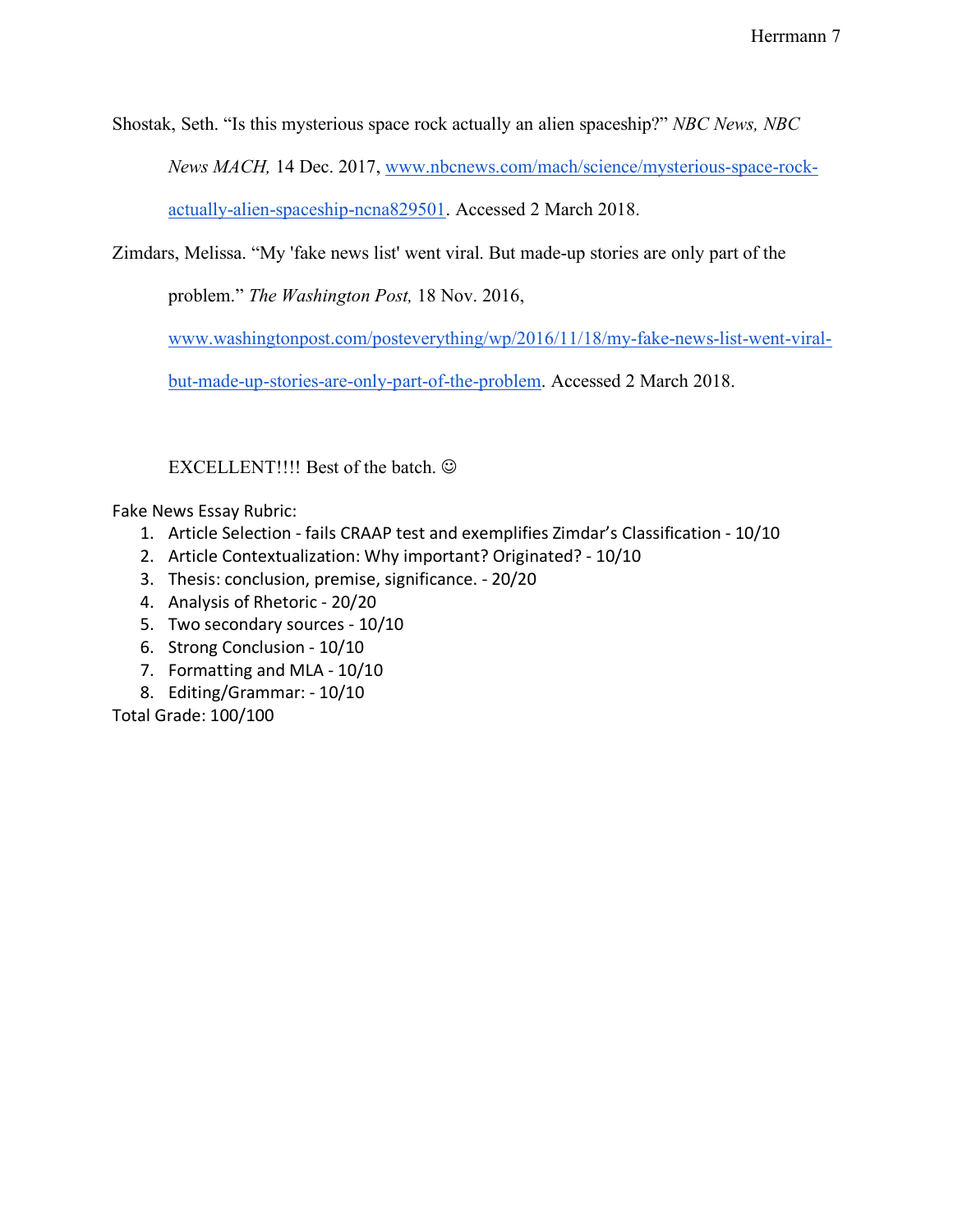Shostak, Seth. "Is this mysterious space rock actually an alien spaceship?" *NBC News, NBC News MACH,* 14 Dec. 2017, www.nbcnews.com/mach/science/mysterious-space-rock-actually-alien-spaceship-ncna829501. Accessed 2 March 2018.

Zimdars, Melissa. "My 'fake news list' went viral. But made-up stories are only part of the problem." *The Washington Post,* 18 Nov. 2016, www.washingtonpost.com/posteverything/wp/2016/11/18/my-fake-news-list-went-viral-but-made-up-stories-are-only-part-of-the-problem. Accessed 2 March 2018.

EXCELLENT!!!! Best of the batch. ☺

Fake News Essay Rubric:

1. Article Selection - fails CRAAP test and exemplifies Zimdar's Classification - 10/10
2. Article Contextualization: Why important? Originated? - 10/10
3. Thesis: conclusion, premise, significance. - 20/20
4. Analysis of Rhetoric - 20/20
5. Two secondary sources - 10/10
6. Strong Conclusion - 10/10
7. Formatting and MLA - 10/10
8. Editing/Grammar: - 10/10

Total Grade: 100/100